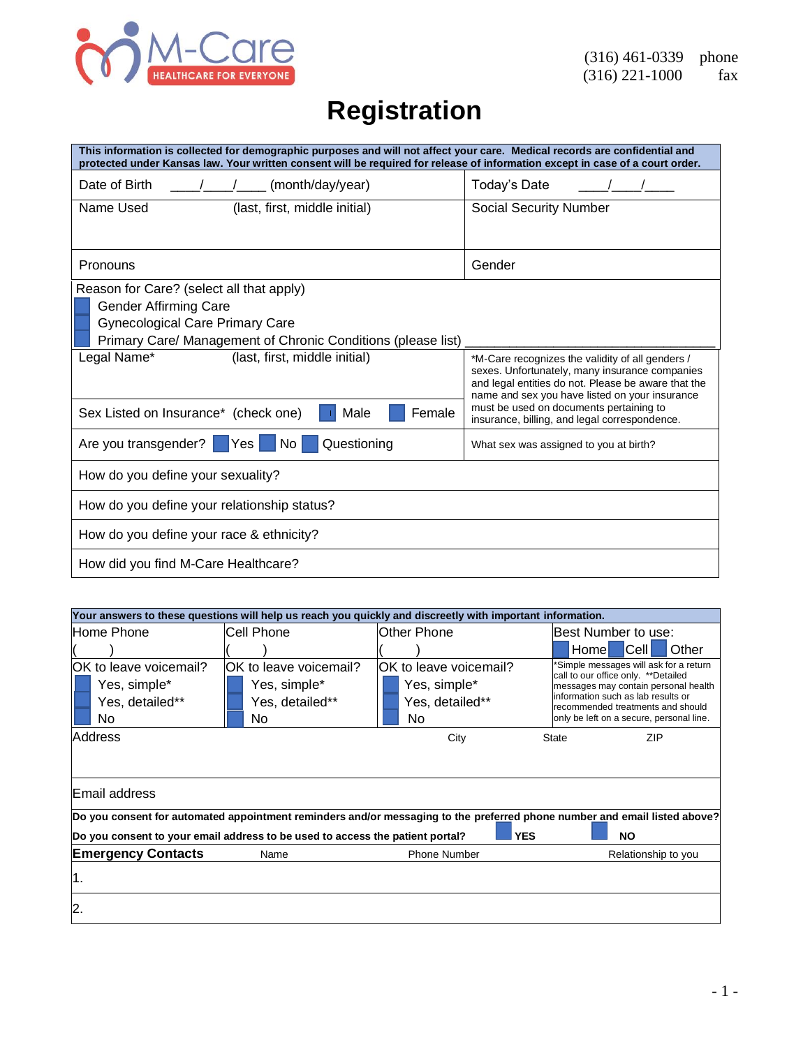M-Care
HEALTHCARE FOR EVERYONE

(316) 461-0339 phone
(316) 221-1000 fax

# Registration

**This information is collected for demographic purposes and will not affect your care. Medical records are confidential and protected under Kansas law. Your written consent will be required for release of information except in case of a court order.**

| | |
|---|---|
| Date of Birth ____/____/____ (month/day/year) | Today's Date ____/____/____ |
| Name Used (last, first, middle initial) | Social Security Number |
| Pronouns | Gender |
| Reason for Care? (select all that apply)<br>☐ Gender Affirming Care<br>☐ Gynecological Care Primary Care<br>☐ Primary Care/ Management of Chronic Conditions (please list) ____________________ | |
| Legal Name* (last, first, middle initial) | *M-Care recognizes the validity of all genders / sexes. Unfortunately, many insurance companies and legal entities do not. Please be aware that the name and sex you have listed on your insurance must be used on documents pertaining to insurance, billing, and legal correspondence. |
| Sex Listed on Insurance* (check one) ☐ Male ☐ Female | |
| Are you transgender? ☐ Yes ☐ No ☐ Questioning | What sex was assigned to you at birth? |
| How do you define your sexuality? | |
| How do you define your relationship status? | |
| How do you define your race & ethnicity? | |
| How did you find M-Care Healthcare? | |

**Your answers to these questions will help us reach you quickly and discreetly with important information.**

| Home Phone | Cell Phone | Other Phone | Best Number to use: |
|---|---|---|---|
| (    ) | (    ) | (    ) | ☐ Home ☐ Cell ☐ Other |
| OK to leave voicemail?<br>☐ Yes, simple*<br>☐ Yes, detailed**<br>☐ No | OK to leave voicemail?<br>☐ Yes, simple*<br>☐ Yes, detailed**<br>☐ No | OK to leave voicemail?<br>☐ Yes, simple*<br>☐ Yes, detailed**<br>☐ No | *Simple messages will ask for a return call to our office only. **Detailed messages may contain personal health information such as lab results or recommended treatments and should only be left on a secure, personal line. |

| Address | City | State | ZIP |
|---|---|---|---|
| | | | |

Email address

**Do you consent for automated appointment reminders and/or messaging to the preferred phone number and email listed above?**

**Do you consent to your email address to be used to access the patient portal?** ☐ **YES** ☐ **NO**

| **Emergency Contacts** | Name | Phone Number | Relationship to you |
|---|---|---|---|
| 1. | | | |
| 2. | | | |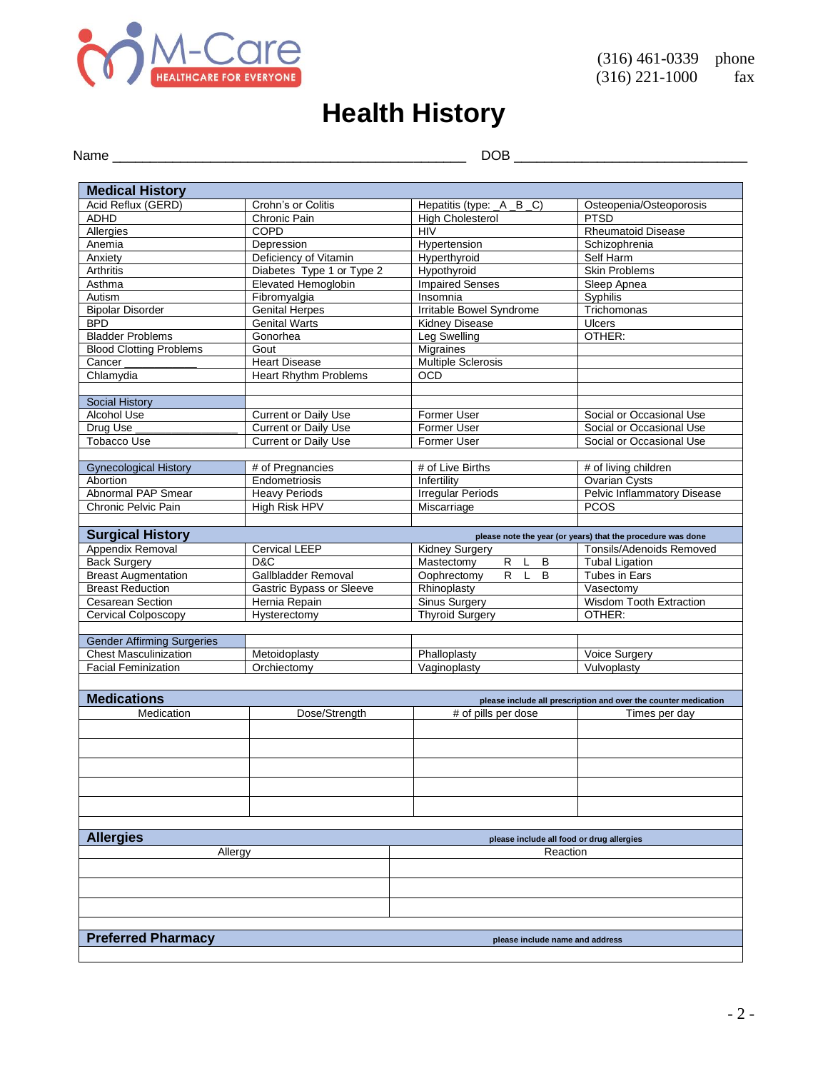M-Care
HEALTHCARE FOR EVERYONE

(316) 461-0339 phone
(316) 221-1000 fax

# Health History

Name _______________________________________________ DOB ______________________________

| Medical History | | | |
|---|---|---|---|
| Acid Reflux (GERD) | Crohn's or Colitis | Hepatitis (type: _A _B _C) | Osteopenia/Osteoporosis |
| ADHD | Chronic Pain | High Cholesterol | PTSD |
| Allergies | COPD | HIV | Rheumatoid Disease |
| Anemia | Depression | Hypertension | Schizophrenia |
| Anxiety | Deficiency of Vitamin | Hyperthyroid | Self Harm |
| Arthritis | Diabetes Type 1 or Type 2 | Hypothyroid | Skin Problems |
| Asthma | Elevated Hemoglobin | Impaired Senses | Sleep Apnea |
| Autism | Fibromyalgia | Insomnia | Syphilis |
| Bipolar Disorder | Genital Herpes | Irritable Bowel Syndrome | Trichomonas |
| BPD | Genital Warts | Kidney Disease | Ulcers |
| Bladder Problems | Gonorhea | Leg Swelling | OTHER: |
| Blood Clotting Problems | Gout | Migraines | |
| Cancer ____________ | Heart Disease | Multiple Sclerosis | |
| Chlamydia | Heart Rhythm Problems | OCD | |
| | | | |
| Social History | | | |
| Alcohol Use | Current or Daily Use | Former User | Social or Occasional Use |
| Drug Use ______________ | Current or Daily Use | Former User | Social or Occasional Use |
| Tobacco Use | Current or Daily Use | Former User | Social or Occasional Use |
| | | | |
| Gynecological History | # of Pregnancies | # of Live Births | # of living children |
| Abortion | Endometriosis | Infertility | Ovarian Cysts |
| Abnormal PAP Smear | Heavy Periods | Irregular Periods | Pelvic Inflammatory Disease |
| Chronic Pelvic Pain | High Risk HPV | Miscarriage | PCOS |

| Surgical History | | please note the year (or years) that the procedure was done | |
|---|---|---|---|
| Appendix Removal | Cervical LEEP | Kidney Surgery | Tonsils/Adenoids Removed |
| Back Surgery | D&C | Mastectomy R L B | Tubal Ligation |
| Breast Augmentation | Gallbladder Removal | Oophrectomy R L B | Tubes in Ears |
| Breast Reduction | Gastric Bypass or Sleeve | Rhinoplasty | Vasectomy |
| Cesarean Section | Hernia Repain | Sinus Surgery | Wisdom Tooth Extraction |
| Cervical Colposcopy | Hysterectomy | Thyroid Surgery | OTHER: |
| | | | |
| Gender Affirming Surgeries | | | |
| Chest Masculinization | Metoidoplasty | Phalloplasty | Voice Surgery |
| Facial Feminization | Orchiectomy | Vaginoplasty | Vulvoplasty |

**Medications** — please include all prescription and over the counter medication

| Medication | Dose/Strength | # of pills per dose | Times per day |
|---|---|---|---|
| | | | |
| | | | |
| | | | |
| | | | |
| | | | |

**Allergies** — please include all food or drug allergies

| Allergy | Reaction |
|---|---|
| | |
| | |
| | |

**Preferred Pharmacy** — please include name and address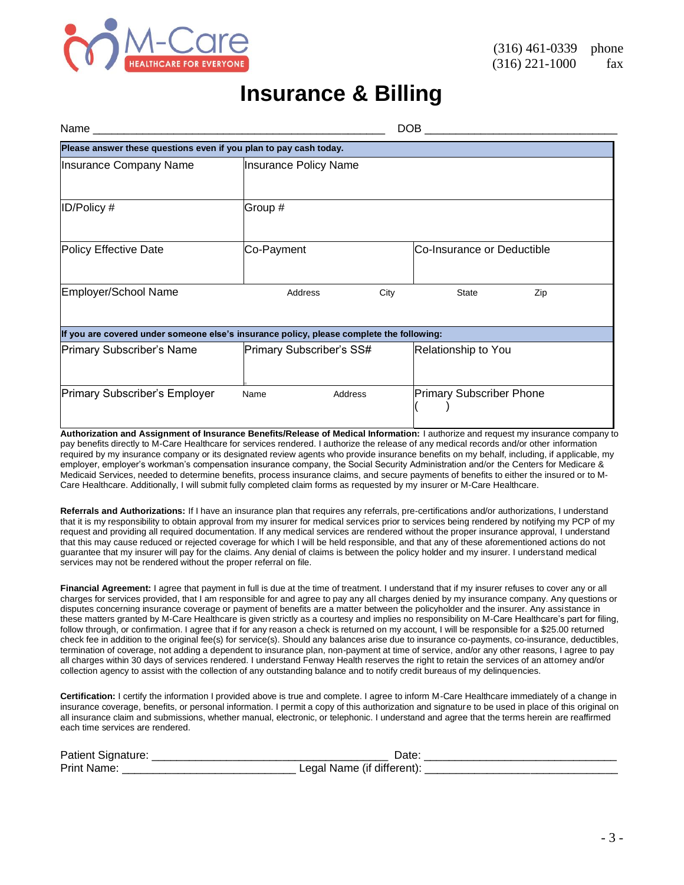M-Care
HEALTHCARE FOR EVERYONE

(316) 461-0339 phone
(316) 221-1000 fax

# Insurance & Billing

Name ______________________________________________ DOB ______________________________

| **Please answer these questions even if you plan to pay cash today.** | | | | |
|---|---|---|---|---|
| Insurance Company Name | Insurance Policy Name | | | |
| ID/Policy # | Group # | | | |
| Policy Effective Date | Co-Payment | Co-Insurance or Deductible | | |
| Employer/School Name | Address | City | State | Zip |
| **If you are covered under someone else's insurance policy, please complete the following:** | | | | |
| Primary Subscriber's Name | Primary Subscriber's SS# | Relationship to You | | |
| Primary Subscriber's Employer | Name / Address | Primary Subscriber Phone ( ) | | |

**Authorization and Assignment of Insurance Benefits/Release of Medical Information:** I authorize and request my insurance company to pay benefits directly to M-Care Healthcare for services rendered. I authorize the release of any medical records and/or other information required by my insurance company or its designated review agents who provide insurance benefits on my behalf, including, if applicable, my employer, employer's workman's compensation insurance company, the Social Security Administration and/or the Centers for Medicare & Medicaid Services, needed to determine benefits, process insurance claims, and secure payments of benefits to either the insured or to M-Care Healthcare. Additionally, I will submit fully completed claim forms as requested by my insurer or M-Care Healthcare.

**Referrals and Authorizations:** If I have an insurance plan that requires any referrals, pre-certifications and/or authorizations, I understand that it is my responsibility to obtain approval from my insurer for medical services prior to services being rendered by notifying my PCP of my request and providing all required documentation. If any medical services are rendered without the proper insurance approval, I understand that this may cause reduced or rejected coverage for which I will be held responsible, and that any of these aforementioned actions do not guarantee that my insurer will pay for the claims. Any denial of claims is between the policy holder and my insurer. I understand medical services may not be rendered without the proper referral on file.

**Financial Agreement:** I agree that payment in full is due at the time of treatment. I understand that if my insurer refuses to cover any or all charges for services provided, that I am responsible for and agree to pay any all charges denied by my insurance company. Any questions or disputes concerning insurance coverage or payment of benefits are a matter between the policyholder and the insurer. Any assistance in these matters granted by M-Care Healthcare is given strictly as a courtesy and implies no responsibility on M-Care Healthcare's part for filing, follow through, or confirmation. I agree that if for any reason a check is returned on my account, I will be responsible for a $25.00 returned check fee in addition to the original fee(s) for service(s). Should any balances arise due to insurance co-payments, co-insurance, deductibles, termination of coverage, not adding a dependent to insurance plan, non-payment at time of service, and/or any other reasons, I agree to pay all charges within 30 days of services rendered. I understand Fenway Health reserves the right to retain the services of an attorney and/or collection agency to assist with the collection of any outstanding balance and to notify credit bureaus of my delinquencies.

**Certification:** I certify the information I provided above is true and complete. I agree to inform M-Care Healthcare immediately of a change in insurance coverage, benefits, or personal information. I permit a copy of this authorization and signature to be used in place of this original on all insurance claim and submissions, whether manual, electronic, or telephonic. I understand and agree that the terms herein are reaffirmed each time services are rendered.

Patient Signature: ____________________________________ Date: ______________________________

Print Name: ___________________________ Legal Name (if different): ______________________________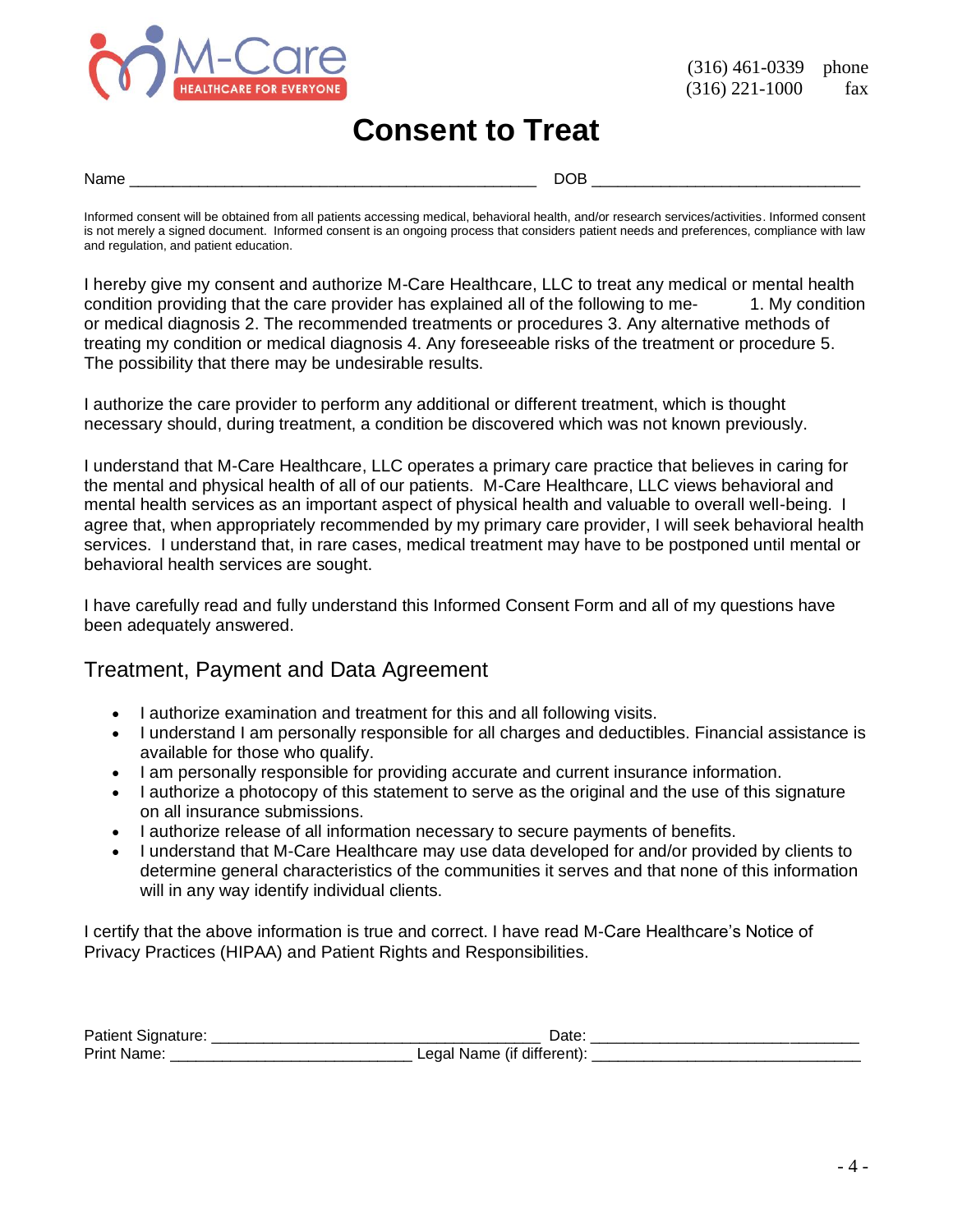M-Care HEALTHCARE FOR EVERYONE

(316) 461-0339 phone
(316) 221-1000 fax

# Consent to Treat

Name ______________________________________________ DOB ______________________________

Informed consent will be obtained from all patients accessing medical, behavioral health, and/or research services/activities. Informed consent is not merely a signed document. Informed consent is an ongoing process that considers patient needs and preferences, compliance with law and regulation, and patient education.

I hereby give my consent and authorize M-Care Healthcare, LLC to treat any medical or mental health condition providing that the care provider has explained all of the following to me- 1. My condition or medical diagnosis 2. The recommended treatments or procedures 3. Any alternative methods of treating my condition or medical diagnosis 4. Any foreseeable risks of the treatment or procedure 5. The possibility that there may be undesirable results.

I authorize the care provider to perform any additional or different treatment, which is thought necessary should, during treatment, a condition be discovered which was not known previously.

I understand that M-Care Healthcare, LLC operates a primary care practice that believes in caring for the mental and physical health of all of our patients. M-Care Healthcare, LLC views behavioral and mental health services as an important aspect of physical health and valuable to overall well-being. I agree that, when appropriately recommended by my primary care provider, I will seek behavioral health services. I understand that, in rare cases, medical treatment may have to be postponed until mental or behavioral health services are sought.

I have carefully read and fully understand this Informed Consent Form and all of my questions have been adequately answered.

## Treatment, Payment and Data Agreement

- I authorize examination and treatment for this and all following visits.
- I understand I am personally responsible for all charges and deductibles. Financial assistance is available for those who qualify.
- I am personally responsible for providing accurate and current insurance information.
- I authorize a photocopy of this statement to serve as the original and the use of this signature on all insurance submissions.
- I authorize release of all information necessary to secure payments of benefits.
- I understand that M-Care Healthcare may use data developed for and/or provided by clients to determine general characteristics of the communities it serves and that none of this information will in any way identify individual clients.

I certify that the above information is true and correct. I have read M-Care Healthcare's Notice of Privacy Practices (HIPAA) and Patient Rights and Responsibilities.

Patient Signature: ____________________________________ Date: ______________________________
Print Name: ___________________________ Legal Name (if different): ______________________________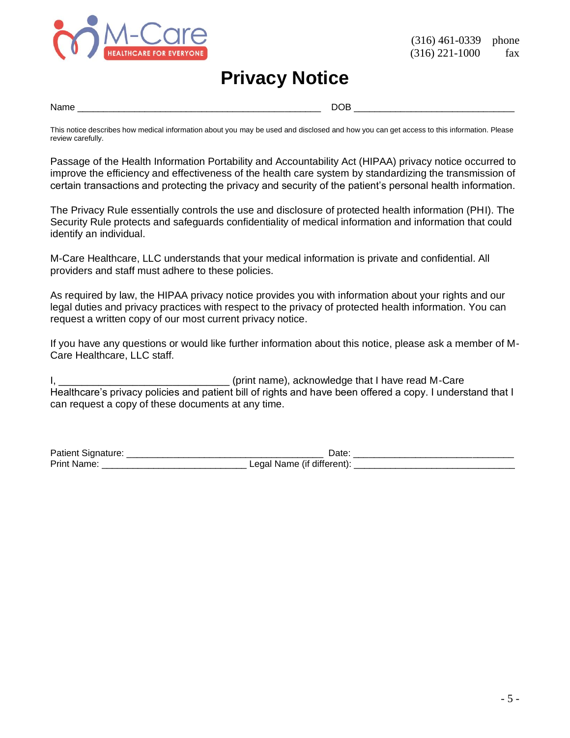M-Care
HEALTHCARE FOR EVERYONE

(316) 461-0339 phone
(316) 221-1000 fax

# Privacy Notice

Name ______________________________________________ DOB ______________________________

This notice describes how medical information about you may be used and disclosed and how you can get access to this information. Please review carefully.

Passage of the Health Information Portability and Accountability Act (HIPAA) privacy notice occurred to improve the efficiency and effectiveness of the health care system by standardizing the transmission of certain transactions and protecting the privacy and security of the patient's personal health information.

The Privacy Rule essentially controls the use and disclosure of protected health information (PHI). The Security Rule protects and safeguards confidentiality of medical information and information that could identify an individual.

M-Care Healthcare, LLC understands that your medical information is private and confidential. All providers and staff must adhere to these policies.

As required by law, the HIPAA privacy notice provides you with information about your rights and our legal duties and privacy practices with respect to the privacy of protected health information. You can request a written copy of our most current privacy notice.

If you have any questions or would like further information about this notice, please ask a member of M-Care Healthcare, LLC staff.

I, _____________________________ (print name), acknowledge that I have read M-Care Healthcare's privacy policies and patient bill of rights and have been offered a copy. I understand that I can request a copy of these documents at any time.

Patient Signature: ____________________________________ Date: ______________________________

Print Name: ___________________________ Legal Name (if different): ______________________________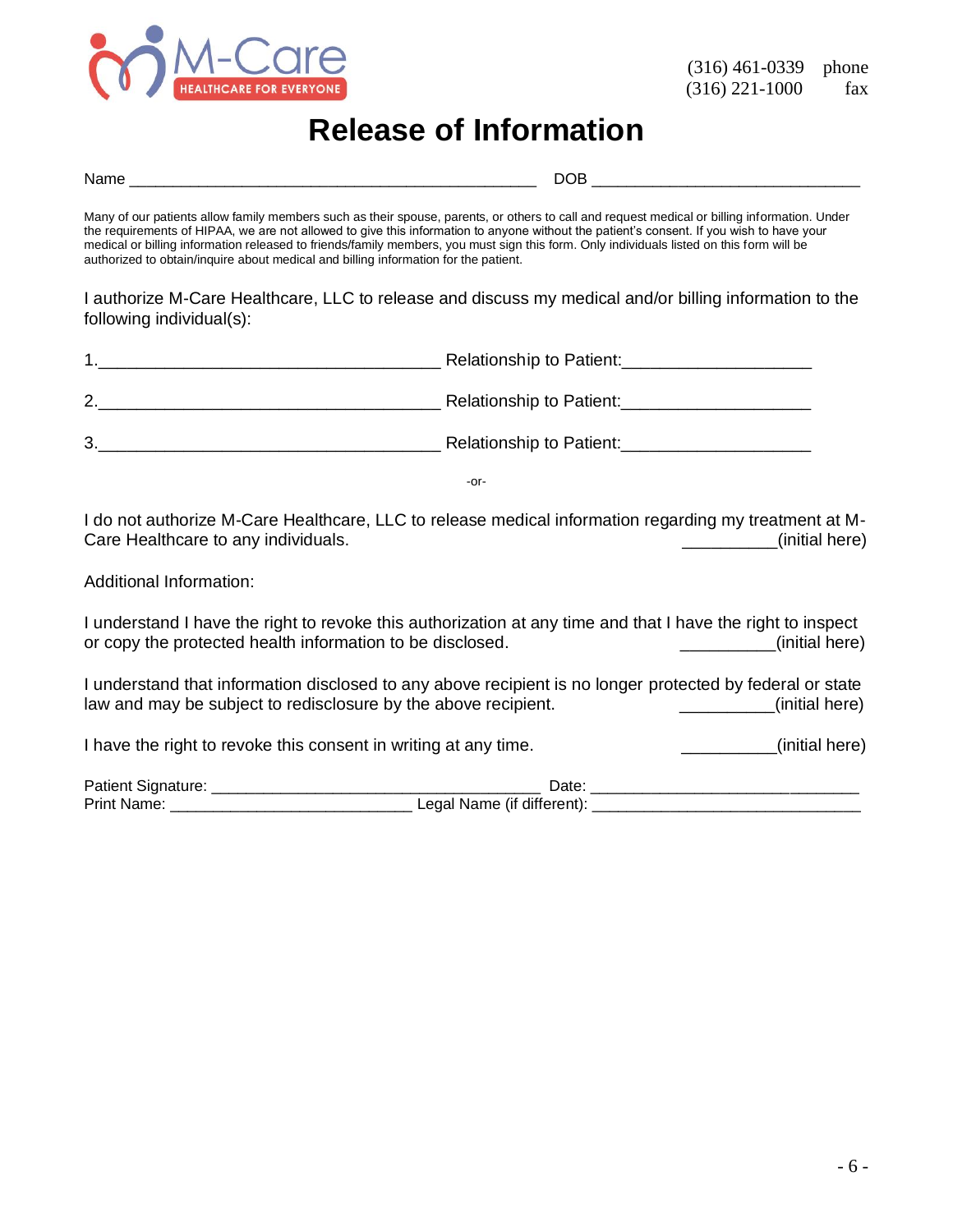M-Care HEALTHCARE FOR EVERYONE

(316) 461-0339 phone
(316) 221-1000 fax

# Release of Information

Name ______________________________________________ DOB ______________________________

Many of our patients allow family members such as their spouse, parents, or others to call and request medical or billing information. Under the requirements of HIPAA, we are not allowed to give this information to anyone without the patient's consent. If you wish to have your medical or billing information released to friends/family members, you must sign this form. Only individuals listed on this form will be authorized to obtain/inquire about medical and billing information for the patient.

I authorize M-Care Healthcare, LLC to release and discuss my medical and/or billing information to the following individual(s):

1.___________________________________ Relationship to Patient:___________________

2.___________________________________ Relationship to Patient:___________________

3.___________________________________ Relationship to Patient:___________________

-or-

I do not authorize M-Care Healthcare, LLC to release medical information regarding my treatment at M-Care Healthcare to any individuals. __________(initial here)

Additional Information:

I understand I have the right to revoke this authorization at any time and that I have the right to inspect or copy the protected health information to be disclosed. __________(initial here)

I understand that information disclosed to any above recipient is no longer protected by federal or state law and may be subject to redisclosure by the above recipient. __________(initial here)

I have the right to revoke this consent in writing at any time. __________(initial here)

Patient Signature: ____________________________________ Date: _____________________________
Print Name: ___________________________ Legal Name (if different): _____________________________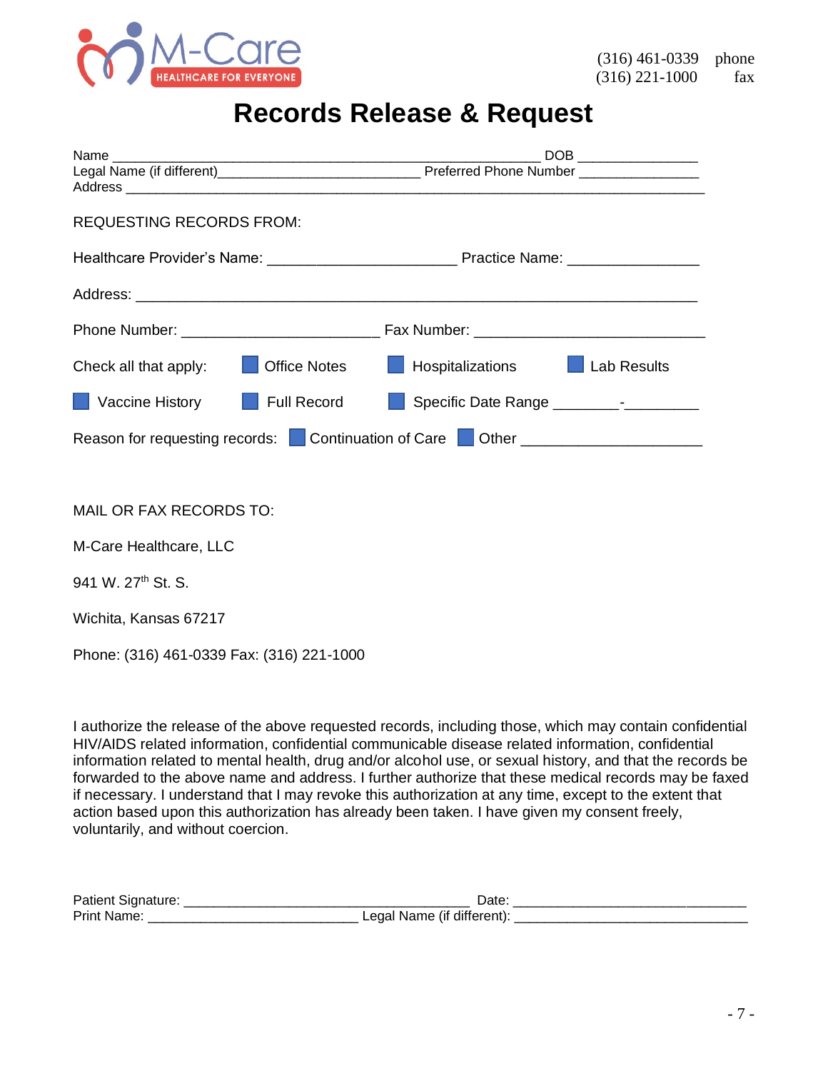M-Care HEALTHCARE FOR EVERYONE

(316) 461-0339 phone
(316) 221-1000 fax

# Records Release & Request

Name ____________________________________________________ DOB _______________
Legal Name (if different)_________________________ Preferred Phone Number _______________
Address ______________________________________________________________________

REQUESTING RECORDS FROM:

Healthcare Provider's Name: _______________________ Practice Name: ________________

Address: ______________________________________________________________________

Phone Number: ________________________ Fax Number: ___________________________

Check all that apply: ☐ Office Notes ☐ Hospitalizations ☐ Lab Results

☐ Vaccine History ☐ Full Record ☐ Specific Date Range ________-_________

Reason for requesting records: ☐ Continuation of Care ☐ Other ______________________

MAIL OR FAX RECORDS TO:

M-Care Healthcare, LLC

941 W. 27th St. S.

Wichita, Kansas 67217

Phone: (316) 461-0339 Fax: (316) 221-1000

I authorize the release of the above requested records, including those, which may contain confidential HIV/AIDS related information, confidential communicable disease related information, confidential information related to mental health, drug and/or alcohol use, or sexual history, and that the records be forwarded to the above name and address. I further authorize that these medical records may be faxed if necessary. I understand that I may revoke this authorization at any time, except to the extent that action based upon this authorization has already been taken. I have given my consent freely, voluntarily, and without coercion.

Patient Signature: ____________________________________ Date: _____________________________
Print Name: ___________________________ Legal Name (if different): _____________________________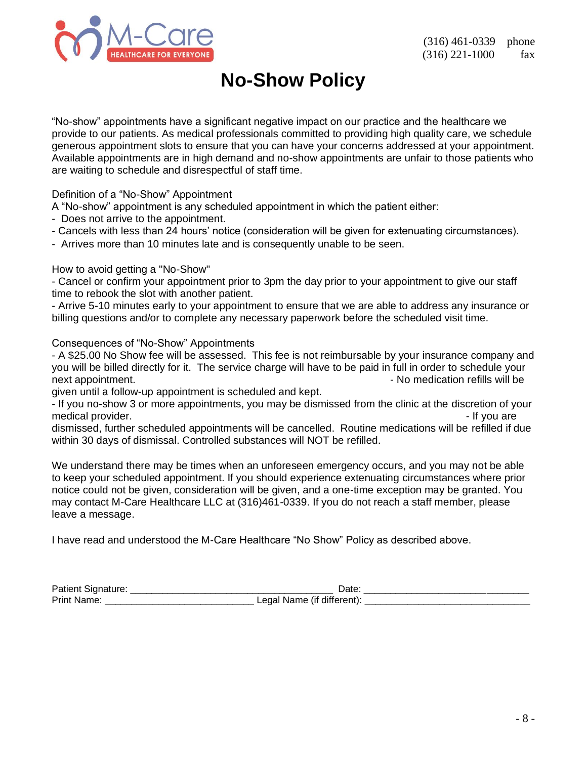M-Care
HEALTHCARE FOR EVERYONE

(316) 461-0339 phone
(316) 221-1000 fax

# No-Show Policy

"No-show" appointments have a significant negative impact on our practice and the healthcare we provide to our patients. As medical professionals committed to providing high quality care, we schedule generous appointment slots to ensure that you can have your concerns addressed at your appointment. Available appointments are in high demand and no-show appointments are unfair to those patients who are waiting to schedule and disrespectful of staff time.

Definition of a "No-Show" Appointment

A "No-show" appointment is any scheduled appointment in which the patient either:

- Does not arrive to the appointment.
- Cancels with less than 24 hours' notice (consideration will be given for extenuating circumstances).
- Arrives more than 10 minutes late and is consequently unable to be seen.

How to avoid getting a "No-Show"

- Cancel or confirm your appointment prior to 3pm the day prior to your appointment to give our staff time to rebook the slot with another patient.
- Arrive 5-10 minutes early to your appointment to ensure that we are able to address any insurance or billing questions and/or to complete any necessary paperwork before the scheduled visit time.

Consequences of "No-Show" Appointments

- A $25.00 No Show fee will be assessed. This fee is not reimbursable by your insurance company and you will be billed directly for it. The service charge will have to be paid in full in order to schedule your next appointment.
- No medication refills will be given until a follow-up appointment is scheduled and kept.
- If you no-show 3 or more appointments, you may be dismissed from the clinic at the discretion of your medical provider.
- If you are dismissed, further scheduled appointments will be cancelled. Routine medications will be refilled if due within 30 days of dismissal. Controlled substances will NOT be refilled.

We understand there may be times when an unforeseen emergency occurs, and you may not be able to keep your scheduled appointment. If you should experience extenuating circumstances where prior notice could not be given, consideration will be given, and a one-time exception may be granted. You may contact M-Care Healthcare LLC at (316)461-0339. If you do not reach a staff member, please leave a message.

I have read and understood the M-Care Healthcare "No Show" Policy as described above.

Patient Signature: ____________________________________ Date: ____________________________

Print Name: ___________________________ Legal Name (if different): ______________________________